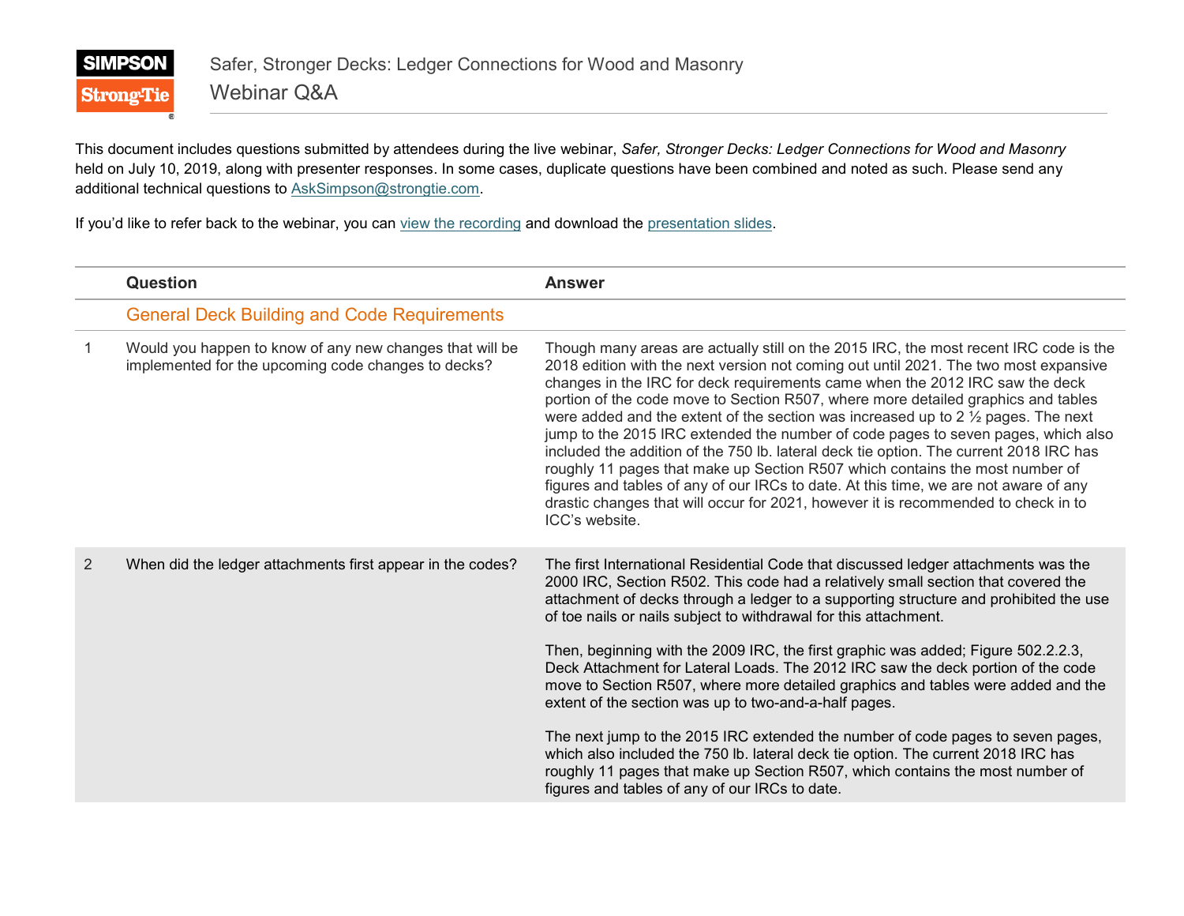# Safer, Stronger Decks: Ledger Connections for Wood and Masonry

## Webinar Q&A

This document includes questions submitted by attendees during the live webinar, *Safer, Stronger Decks: Ledger Connections for Wood and Masonry* held on July 10, 2019, along with presenter responses. In some cases, duplicate questions have been combined and noted as such. Please send any additional technical questions to AskSimpson@strongtie.com.

If you'd like to refer back to the webinar, you can view the recording and download the presentation slides.

| | Question | Answer |
|---|---|---|
| | **General Deck Building and Code Requirements** | |
| 1 | Would you happen to know of any new changes that will be implemented for the upcoming code changes to decks? | Though many areas are actually still on the 2015 IRC, the most recent IRC code is the 2018 edition with the next version not coming out until 2021. The two most expansive changes in the IRC for deck requirements came when the 2012 IRC saw the deck portion of the code move to Section R507, where more detailed graphics and tables were added and the extent of the section was increased up to 2 ½ pages. The next jump to the 2015 IRC extended the number of code pages to seven pages, which also included the addition of the 750 lb. lateral deck tie option. The current 2018 IRC has roughly 11 pages that make up Section R507 which contains the most number of figures and tables of any of our IRCs to date. At this time, we are not aware of any drastic changes that will occur for 2021, however it is recommended to check in to ICC's website. |
| 2 | When did the ledger attachments first appear in the codes? | The first International Residential Code that discussed ledger attachments was the 2000 IRC, Section R502. This code had a relatively small section that covered the attachment of decks through a ledger to a supporting structure and prohibited the use of toe nails or nails subject to withdrawal for this attachment.<br><br>Then, beginning with the 2009 IRC, the first graphic was added; Figure 502.2.2.3, Deck Attachment for Lateral Loads. The 2012 IRC saw the deck portion of the code move to Section R507, where more detailed graphics and tables were added and the extent of the section was up to two-and-a-half pages.<br><br>The next jump to the 2015 IRC extended the number of code pages to seven pages, which also included the 750 lb. lateral deck tie option. The current 2018 IRC has roughly 11 pages that make up Section R507, which contains the most number of figures and tables of any of our IRCs to date. |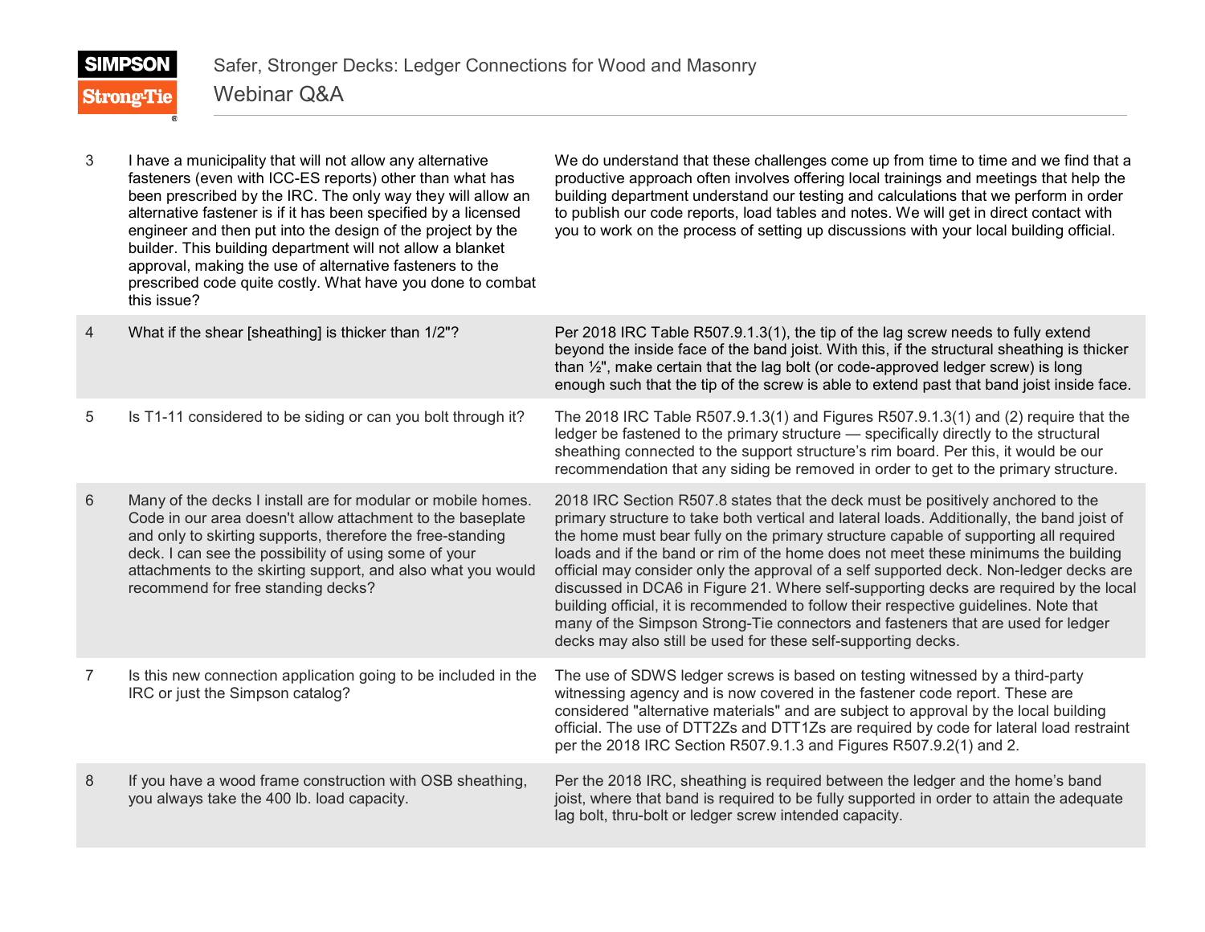| | | |
|---|---|---|
| 3 | I have a municipality that will not allow any alternative fasteners (even with ICC-ES reports) other than what has been prescribed by the IRC. The only way they will allow an alternative fastener is if it has been specified by a licensed engineer and then put into the design of the project by the builder. This building department will not allow a blanket approval, making the use of alternative fasteners to the prescribed code quite costly. What have you done to combat this issue? | We do understand that these challenges come up from time to time and we find that a productive approach often involves offering local trainings and meetings that help the building department understand our testing and calculations that we perform in order to publish our code reports, load tables and notes. We will get in direct contact with you to work on the process of setting up discussions with your local building official. |
| 4 | What if the shear [sheathing] is thicker than 1/2"? | Per 2018 IRC Table R507.9.1.3(1), the tip of the lag screw needs to fully extend beyond the inside face of the band joist. With this, if the structural sheathing is thicker than ½", make certain that the lag bolt (or code-approved ledger screw) is long enough such that the tip of the screw is able to extend past that band joist inside face. |
| 5 | Is T1-11 considered to be siding or can you bolt through it? | The 2018 IRC Table R507.9.1.3(1) and Figures R507.9.1.3(1) and (2) require that the ledger be fastened to the primary structure — specifically directly to the structural sheathing connected to the support structure's rim board. Per this, it would be our recommendation that any siding be removed in order to get to the primary structure. |
| 6 | Many of the decks I install are for modular or mobile homes. Code in our area doesn't allow attachment to the baseplate and only to skirting supports, therefore the free-standing deck. I can see the possibility of using some of your attachments to the skirting support, and also what you would recommend for free standing decks? | 2018 IRC Section R507.8 states that the deck must be positively anchored to the primary structure to take both vertical and lateral loads. Additionally, the band joist of the home must bear fully on the primary structure capable of supporting all required loads and if the band or rim of the home does not meet these minimums the building official may consider only the approval of a self supported deck. Non-ledger decks are discussed in DCA6 in Figure 21. Where self-supporting decks are required by the local building official, it is recommended to follow their respective guidelines. Note that many of the Simpson Strong-Tie connectors and fasteners that are used for ledger decks may also still be used for these self-supporting decks. |
| 7 | Is this new connection application going to be included in the IRC or just the Simpson catalog? | The use of SDWS ledger screws is based on testing witnessed by a third-party witnessing agency and is now covered in the fastener code report. These are considered "alternative materials" and are subject to approval by the local building official. The use of DTT2Zs and DTT1Zs are required by code for lateral load restraint per the 2018 IRC Section R507.9.1.3 and Figures R507.9.2(1) and 2. |
| 8 | If you have a wood frame construction with OSB sheathing, you always take the 400 lb. load capacity. | Per the 2018 IRC, sheathing is required between the ledger and the home's band joist, where that band is required to be fully supported in order to attain the adequate lag bolt, thru-bolt or ledger screw intended capacity. |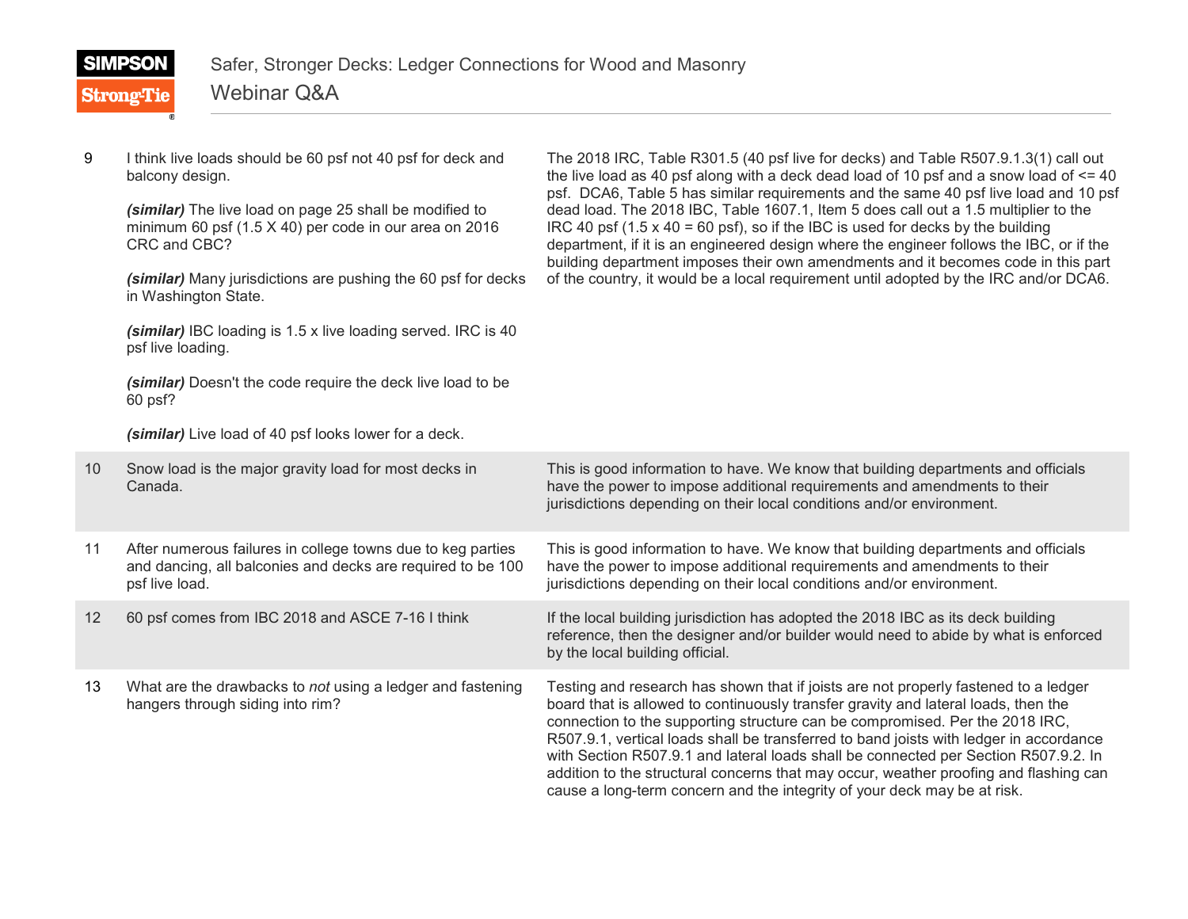| # | Question | Answer |
|---|---|---|
| 9 | I think live loads should be 60 psf not 40 psf for deck and balcony design.<br><br>***(similar)*** The live load on page 25 shall be modified to minimum 60 psf (1.5 X 40) per code in our area on 2016 CRC and CBC?<br><br>***(similar)*** Many jurisdictions are pushing the 60 psf for decks in Washington State.<br><br>***(similar)*** IBC loading is 1.5 x live loading served. IRC is 40 psf live loading.<br><br>***(similar)*** Doesn't the code require the deck live load to be 60 psf?<br><br>***(similar)*** Live load of 40 psf looks lower for a deck. | The 2018 IRC, Table R301.5 (40 psf live for decks) and Table R507.9.1.3(1) call out the live load as 40 psf along with a deck dead load of 10 psf and a snow load of <= 40 psf. DCA6, Table 5 has similar requirements and the same 40 psf live load and 10 psf dead load. The 2018 IBC, Table 1607.1, Item 5 does call out a 1.5 multiplier to the IRC 40 psf (1.5 x 40 = 60 psf), so if the IBC is used for decks by the building department, if it is an engineered design where the engineer follows the IBC, or if the building department imposes their own amendments and it becomes code in this part of the country, it would be a local requirement until adopted by the IRC and/or DCA6. |
| 10 | Snow load is the major gravity load for most decks in Canada. | This is good information to have. We know that building departments and officials have the power to impose additional requirements and amendments to their jurisdictions depending on their local conditions and/or environment. |
| 11 | After numerous failures in college towns due to keg parties and dancing, all balconies and decks are required to be 100 psf live load. | This is good information to have. We know that building departments and officials have the power to impose additional requirements and amendments to their jurisdictions depending on their local conditions and/or environment. |
| 12 | 60 psf comes from IBC 2018 and ASCE 7-16 I think | If the local building jurisdiction has adopted the 2018 IBC as its deck building reference, then the designer and/or builder would need to abide by what is enforced by the local building official. |
| 13 | What are the drawbacks to *not* using a ledger and fastening hangers through siding into rim? | Testing and research has shown that if joists are not properly fastened to a ledger board that is allowed to continuously transfer gravity and lateral loads, then the connection to the supporting structure can be compromised. Per the 2018 IRC, R507.9.1, vertical loads shall be transferred to band joists with ledger in accordance with Section R507.9.1 and lateral loads shall be connected per Section R507.9.2. In addition to the structural concerns that may occur, weather proofing and flashing can cause a long-term concern and the integrity of your deck may be at risk. |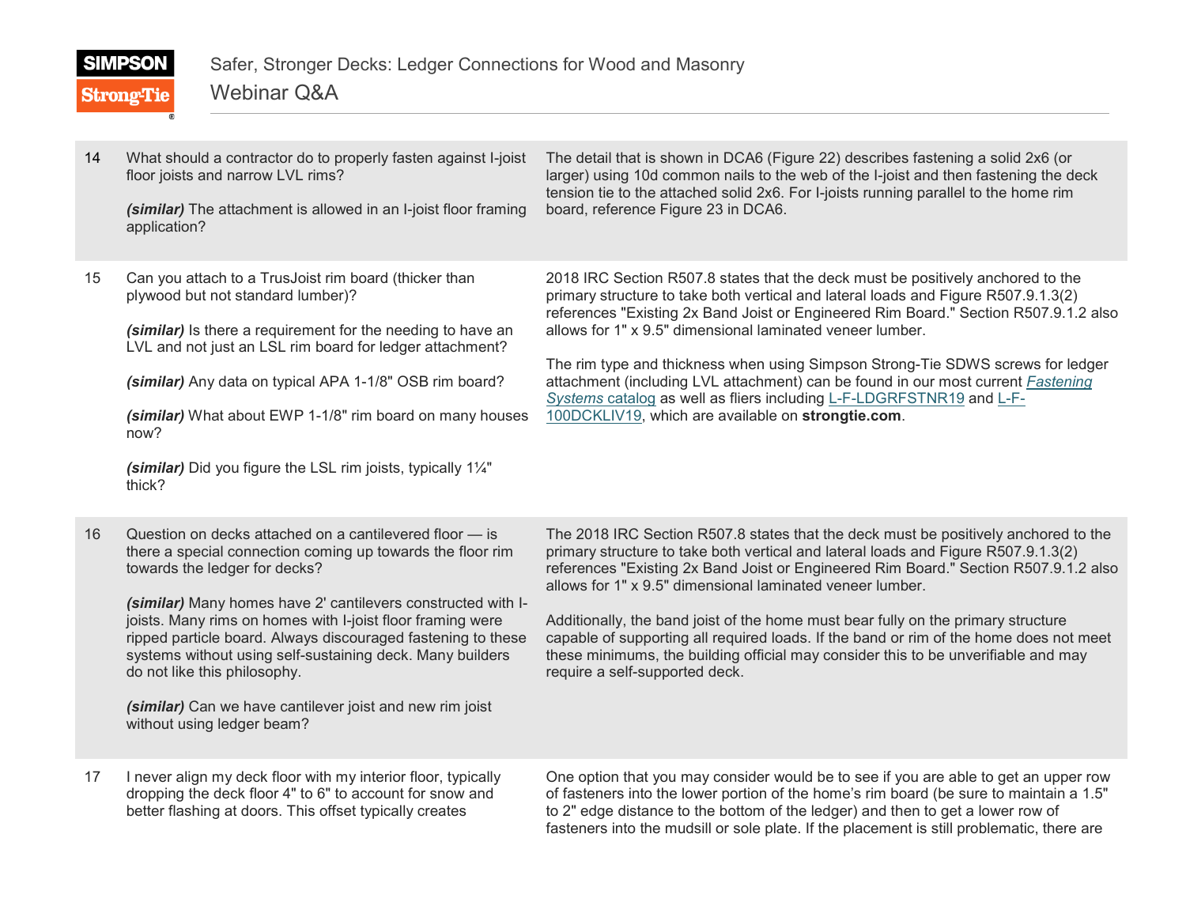| | | |
|---|---|---|
| 14 | What should a contractor do to properly fasten against I-joist floor joists and narrow LVL rims?<br><br>***(similar)*** The attachment is allowed in an I-joist floor framing application? | The detail that is shown in DCA6 (Figure 22) describes fastening a solid 2x6 (or larger) using 10d common nails to the web of the I-joist and then fastening the deck tension tie to the attached solid 2x6. For I-joists running parallel to the home rim board, reference Figure 23 in DCA6. |
| 15 | Can you attach to a TrusJoist rim board (thicker than plywood but not standard lumber)?<br><br>***(similar)*** Is there a requirement for the needing to have an LVL and not just an LSL rim board for ledger attachment?<br><br>***(similar)*** Any data on typical APA 1-1/8" OSB rim board?<br><br>***(similar)*** What about EWP 1-1/8" rim board on many houses now?<br><br>***(similar)*** Did you figure the LSL rim joists, typically 1¼" thick? | 2018 IRC Section R507.8 states that the deck must be positively anchored to the primary structure to take both vertical and lateral loads and Figure R507.9.1.3(2) references "Existing 2x Band Joist or Engineered Rim Board." Section R507.9.1.2 also allows for 1" x 9.5" dimensional laminated veneer lumber.<br><br>The rim type and thickness when using Simpson Strong-Tie SDWS screws for ledger attachment (including LVL attachment) can be found in our most current *Fastening Systems* catalog as well as fliers including L-F-LDGRFSTNR19 and L-F-100DCKLIV19, which are available on **strongtie.com**. |
| 16 | Question on decks attached on a cantilevered floor — is there a special connection coming up towards the floor rim towards the ledger for decks?<br><br>***(similar)*** Many homes have 2' cantilevers constructed with I-joists. Many rims on homes with I-joist floor framing were ripped particle board. Always discouraged fastening to these systems without using self-sustaining deck. Many builders do not like this philosophy.<br><br>***(similar)*** Can we have cantilever joist and new rim joist without using ledger beam? | The 2018 IRC Section R507.8 states that the deck must be positively anchored to the primary structure to take both vertical and lateral loads and Figure R507.9.1.3(2) references "Existing 2x Band Joist or Engineered Rim Board." Section R507.9.1.2 also allows for 1" x 9.5" dimensional laminated veneer lumber.<br><br>Additionally, the band joist of the home must bear fully on the primary structure capable of supporting all required loads. If the band or rim of the home does not meet these minimums, the building official may consider this to be unverifiable and may require a self-supported deck. |
| 17 | I never align my deck floor with my interior floor, typically dropping the deck floor 4" to 6" to account for snow and better flashing at doors. This offset typically creates | One option that you may consider would be to see if you are able to get an upper row of fasteners into the lower portion of the home's rim board (be sure to maintain a 1.5" to 2" edge distance to the bottom of the ledger) and then to get a lower row of fasteners into the mudsill or sole plate. If the placement is still problematic, there are |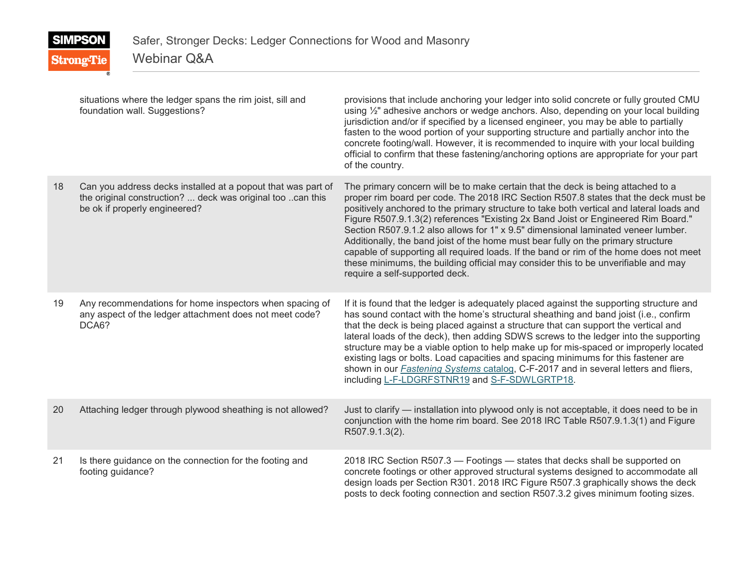| | | |
|---|---|---|
| | situations where the ledger spans the rim joist, sill and foundation wall. Suggestions? | provisions that include anchoring your ledger into solid concrete or fully grouted CMU using ½" adhesive anchors or wedge anchors. Also, depending on your local building jurisdiction and/or if specified by a licensed engineer, you may be able to partially fasten to the wood portion of your supporting structure and partially anchor into the concrete footing/wall. However, it is recommended to inquire with your local building official to confirm that these fastening/anchoring options are appropriate for your part of the country. |
| 18 | Can you address decks installed at a popout that was part of the original construction? ... deck was original too ..can this be ok if properly engineered? | The primary concern will be to make certain that the deck is being attached to a proper rim board per code. The 2018 IRC Section R507.8 states that the deck must be positively anchored to the primary structure to take both vertical and lateral loads and Figure R507.9.1.3(2) references "Existing 2x Band Joist or Engineered Rim Board." Section R507.9.1.2 also allows for 1" x 9.5" dimensional laminated veneer lumber. Additionally, the band joist of the home must bear fully on the primary structure capable of supporting all required loads. If the band or rim of the home does not meet these minimums, the building official may consider this to be unverifiable and may require a self-supported deck. |
| 19 | Any recommendations for home inspectors when spacing of any aspect of the ledger attachment does not meet code? DCA6? | If it is found that the ledger is adequately placed against the supporting structure and has sound contact with the home's structural sheathing and band joist (i.e., confirm that the deck is being placed against a structure that can support the vertical and lateral loads of the deck), then adding SDWS screws to the ledger into the supporting structure may be a viable option to help make up for mis-spaced or improperly located existing lags or bolts. Load capacities and spacing minimums for this fastener are shown in our *Fastening Systems* catalog, C-F-2017 and in several letters and fliers, including L-F-LDGRFSTNR19 and S-F-SDWLGRTP18. |
| 20 | Attaching ledger through plywood sheathing is not allowed? | Just to clarify — installation into plywood only is not acceptable, it does need to be in conjunction with the home rim board. See 2018 IRC Table R507.9.1.3(1) and Figure R507.9.1.3(2). |
| 21 | Is there guidance on the connection for the footing and footing guidance? | 2018 IRC Section R507.3 — Footings — states that decks shall be supported on concrete footings or other approved structural systems designed to accommodate all design loads per Section R301. 2018 IRC Figure R507.3 graphically shows the deck posts to deck footing connection and section R507.3.2 gives minimum footing sizes. |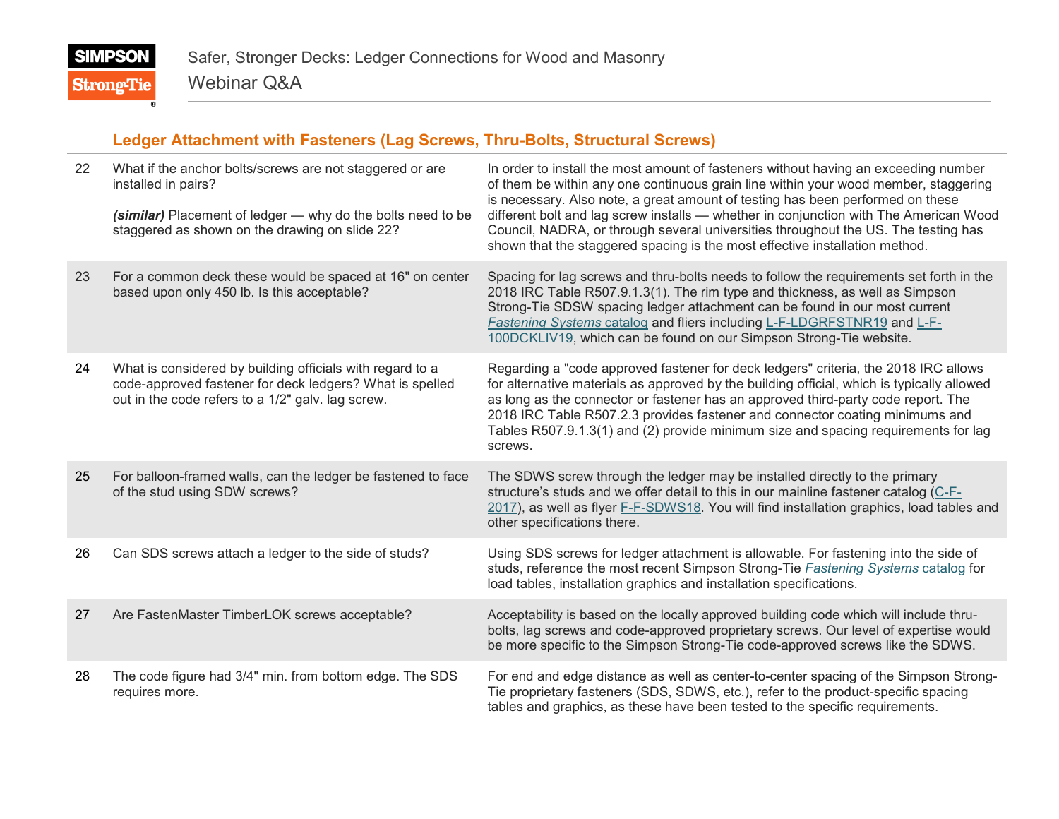## Ledger Attachment with Fasteners (Lag Screws, Thru-Bolts, Structural Screws)

| # | Question | Answer |
|---|---|---|
| 22 | What if the anchor bolts/screws are not staggered or are installed in pairs?<br><br>***(similar)*** Placement of ledger — why do the bolts need to be staggered as shown on the drawing on slide 22? | In order to install the most amount of fasteners without having an exceeding number of them be within any one continuous grain line within your wood member, staggering is necessary. Also note, a great amount of testing has been performed on these different bolt and lag screw installs — whether in conjunction with The American Wood Council, NADRA, or through several universities throughout the US. The testing has shown that the staggered spacing is the most effective installation method. |
| 23 | For a common deck these would be spaced at 16" on center based upon only 450 lb. Is this acceptable? | Spacing for lag screws and thru-bolts needs to follow the requirements set forth in the 2018 IRC Table R507.9.1.3(1). The rim type and thickness, as well as Simpson Strong-Tie SDSW spacing ledger attachment can be found in our most current *Fastening Systems* catalog and fliers including L-F-LDGRFSTNR19 and L-F-100DCKLIV19, which can be found on our Simpson Strong-Tie website. |
| 24 | What is considered by building officials with regard to a code-approved fastener for deck ledgers? What is spelled out in the code refers to a 1/2" galv. lag screw. | Regarding a "code approved fastener for deck ledgers" criteria, the 2018 IRC allows for alternative materials as approved by the building official, which is typically allowed as long as the connector or fastener has an approved third-party code report. The 2018 IRC Table R507.2.3 provides fastener and connector coating minimums and Tables R507.9.1.3(1) and (2) provide minimum size and spacing requirements for lag screws. |
| 25 | For balloon-framed walls, can the ledger be fastened to face of the stud using SDW screws? | The SDWS screw through the ledger may be installed directly to the primary structure's studs and we offer detail to this in our mainline fastener catalog (C-F-2017), as well as flyer F-F-SDWS18. You will find installation graphics, load tables and other specifications there. |
| 26 | Can SDS screws attach a ledger to the side of studs? | Using SDS screws for ledger attachment is allowable. For fastening into the side of studs, reference the most recent Simpson Strong-Tie *Fastening Systems* catalog for load tables, installation graphics and installation specifications. |
| 27 | Are FastenMaster TimberLOK screws acceptable? | Acceptability is based on the locally approved building code which will include thru-bolts, lag screws and code-approved proprietary screws. Our level of expertise would be more specific to the Simpson Strong-Tie code-approved screws like the SDWS. |
| 28 | The code figure had 3/4" min. from bottom edge. The SDS requires more. | For end and edge distance as well as center-to-center spacing of the Simpson Strong-Tie proprietary fasteners (SDS, SDWS, etc.), refer to the product-specific spacing tables and graphics, as these have been tested to the specific requirements. |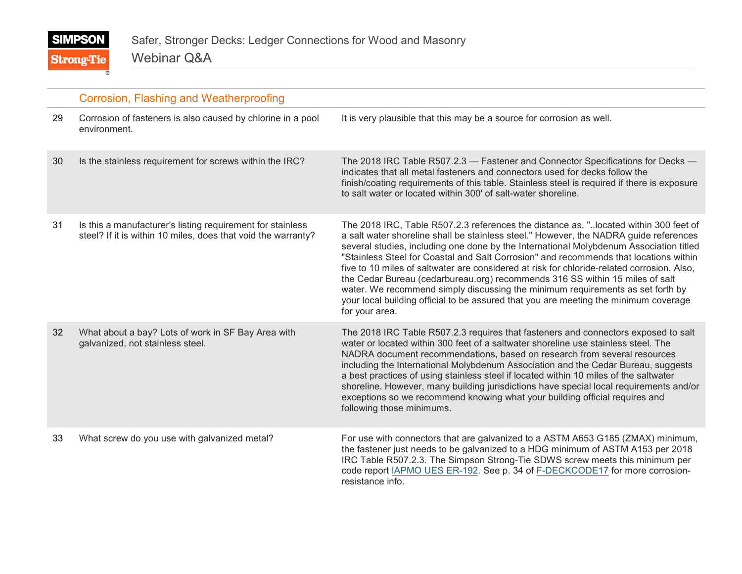## Corrosion, Flashing and Weatherproofing

| # | Question | Answer |
|---|---|---|
| 29 | Corrosion of fasteners is also caused by chlorine in a pool environment. | It is very plausible that this may be a source for corrosion as well. |
| 30 | Is the stainless requirement for screws within the IRC? | The 2018 IRC Table R507.2.3 — Fastener and Connector Specifications for Decks — indicates that all metal fasteners and connectors used for decks follow the finish/coating requirements of this table. Stainless steel is required if there is exposure to salt water or located within 300' of salt-water shoreline. |
| 31 | Is this a manufacturer's listing requirement for stainless steel? If it is within 10 miles, does that void the warranty? | The 2018 IRC, Table R507.2.3 references the distance as, "..located within 300 feet of a salt water shoreline shall be stainless steel." However, the NADRA guide references several studies, including one done by the International Molybdenum Association titled "Stainless Steel for Coastal and Salt Corrosion" and recommends that locations within five to 10 miles of saltwater are considered at risk for chloride-related corrosion. Also, the Cedar Bureau (cedarbureau.org) recommends 316 SS within 15 miles of salt water. We recommend simply discussing the minimum requirements as set forth by your local building official to be assured that you are meeting the minimum coverage for your area. |
| 32 | What about a bay? Lots of work in SF Bay Area with galvanized, not stainless steel. | The 2018 IRC Table R507.2.3 requires that fasteners and connectors exposed to salt water or located within 300 feet of a saltwater shoreline use stainless steel. The NADRA document recommendations, based on research from several resources including the International Molybdenum Association and the Cedar Bureau, suggests a best practices of using stainless steel if located within 10 miles of the saltwater shoreline. However, many building jurisdictions have special local requirements and/or exceptions so we recommend knowing what your building official requires and following those minimums. |
| 33 | What screw do you use with galvanized metal? | For use with connectors that are galvanized to a ASTM A653 G185 (ZMAX) minimum, the fastener just needs to be galvanized to a HDG minimum of ASTM A153 per 2018 IRC Table R507.2.3. The Simpson Strong-Tie SDWS screw meets this minimum per code report IAPMO UES ER-192. See p. 34 of F-DECKCODE17 for more corrosion-resistance info. |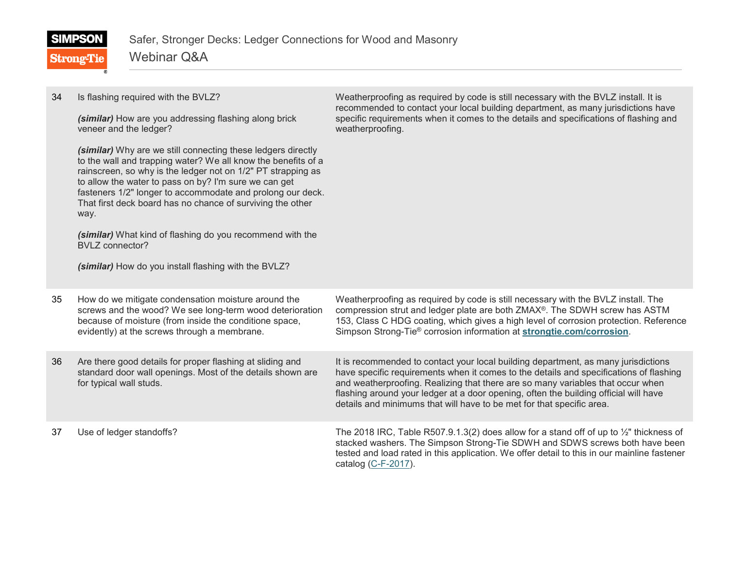| | | |
|---|---|---|
| 34 | Is flashing required with the BVLZ?<br><br>***(similar)*** How are you addressing flashing along brick veneer and the ledger?<br><br>***(similar)*** Why are we still connecting these ledgers directly to the wall and trapping water? We all know the benefits of a rainscreen, so why is the ledger not on 1/2" PT strapping as to allow the water to pass on by? I'm sure we can get fasteners 1/2" longer to accommodate and prolong our deck. That first deck board has no chance of surviving the other way.<br><br>***(similar)*** What kind of flashing do you recommend with the BVLZ connector?<br><br>***(similar)*** How do you install flashing with the BVLZ? | Weatherproofing as required by code is still necessary with the BVLZ install. It is recommended to contact your local building department, as many jurisdictions have specific requirements when it comes to the details and specifications of flashing and weatherproofing. |
| 35 | How do we mitigate condensation moisture around the screws and the wood? We see long-term wood deterioration because of moisture (from inside the conditione space, evidently) at the screws through a membrane. | Weatherproofing as required by code is still necessary with the BVLZ install. The compression strut and ledger plate are both ZMAX®. The SDWH screw has ASTM 153, Class C HDG coating, which gives a high level of corrosion protection. Reference Simpson Strong-Tie® corrosion information at **strongtie.com/corrosion**. |
| 36 | Are there good details for proper flashing at sliding and standard door wall openings. Most of the details shown are for typical wall studs. | It is recommended to contact your local building department, as many jurisdictions have specific requirements when it comes to the details and specifications of flashing and weatherproofing. Realizing that there are so many variables that occur when flashing around your ledger at a door opening, often the building official will have details and minimums that will have to be met for that specific area. |
| 37 | Use of ledger standoffs? | The 2018 IRC, Table R507.9.1.3(2) does allow for a stand off of up to ½" thickness of stacked washers. The Simpson Strong-Tie SDWH and SDWS screws both have been tested and load rated in this application. We offer detail to this in our mainline fastener catalog (C-F-2017). |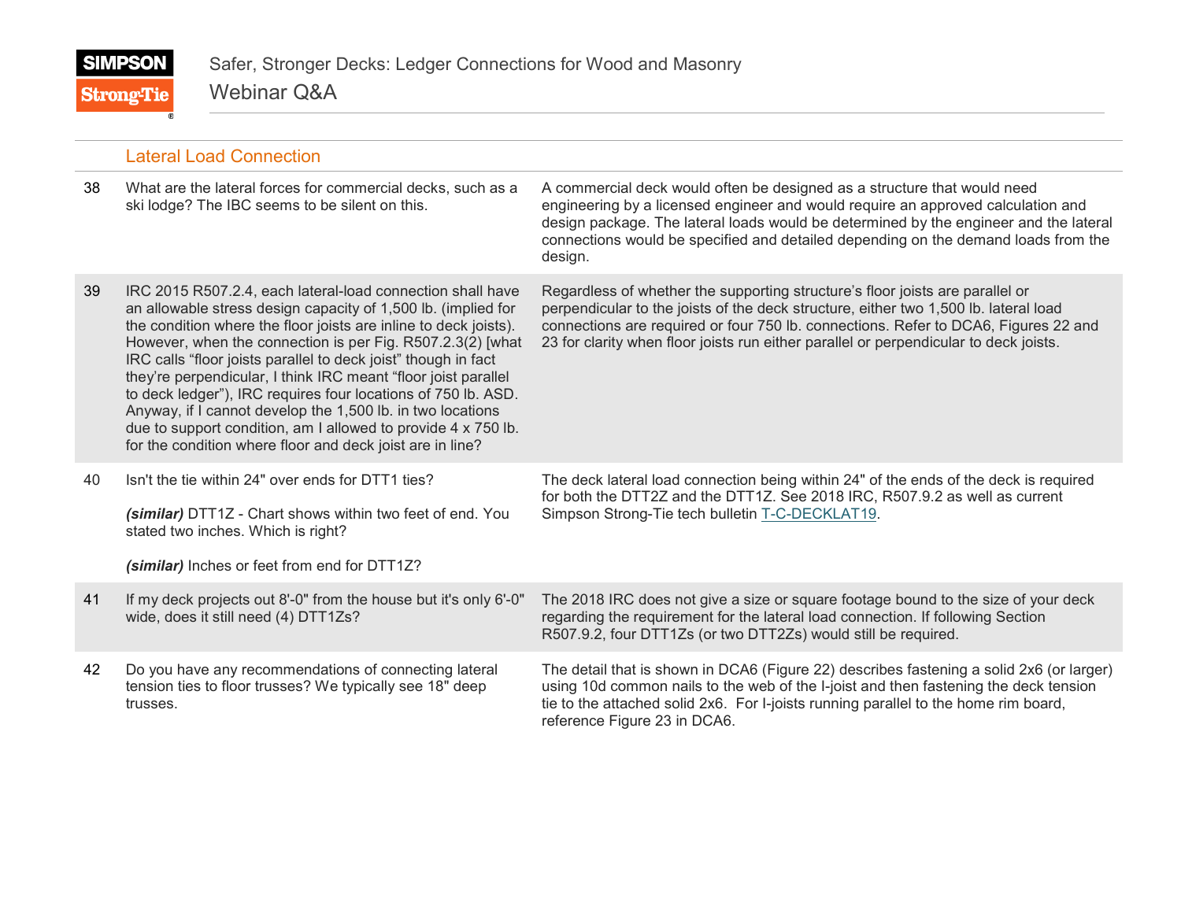## Lateral Load Connection

| # | Question | Answer |
|---|---|---|
| 38 | What are the lateral forces for commercial decks, such as a ski lodge? The IBC seems to be silent on this. | A commercial deck would often be designed as a structure that would need engineering by a licensed engineer and would require an approved calculation and design package. The lateral loads would be determined by the engineer and the lateral connections would be specified and detailed depending on the demand loads from the design. |
| 39 | IRC 2015 R507.2.4, each lateral-load connection shall have an allowable stress design capacity of 1,500 lb. (implied for the condition where the floor joists are inline to deck joists). However, when the connection is per Fig. R507.2.3(2) [what IRC calls "floor joists parallel to deck joist" though in fact they're perpendicular, I think IRC meant "floor joist parallel to deck ledger"), IRC requires four locations of 750 lb. ASD. Anyway, if I cannot develop the 1,500 lb. in two locations due to support condition, am I allowed to provide 4 x 750 lb. for the condition where floor and deck joist are in line? | Regardless of whether the supporting structure's floor joists are parallel or perpendicular to the joists of the deck structure, either two 1,500 lb. lateral load connections are required or four 750 lb. connections. Refer to DCA6, Figures 22 and 23 for clarity when floor joists run either parallel or perpendicular to deck joists. |
| 40 | Isn't the tie within 24" over ends for DTT1 ties?<br><br>***(similar)*** DTT1Z - Chart shows within two feet of end. You stated two inches. Which is right?<br><br>***(similar)*** Inches or feet from end for DTT1Z? | The deck lateral load connection being within 24" of the ends of the deck is required for both the DTT2Z and the DTT1Z. See 2018 IRC, R507.9.2 as well as current Simpson Strong-Tie tech bulletin T-C-DECKLAT19. |
| 41 | If my deck projects out 8'-0" from the house but it's only 6'-0" wide, does it still need (4) DTT1Zs? | The 2018 IRC does not give a size or square footage bound to the size of your deck regarding the requirement for the lateral load connection. If following Section R507.9.2, four DTT1Zs (or two DTT2Zs) would still be required. |
| 42 | Do you have any recommendations of connecting lateral tension ties to floor trusses? We typically see 18" deep trusses. | The detail that is shown in DCA6 (Figure 22) describes fastening a solid 2x6 (or larger) using 10d common nails to the web of the I-joist and then fastening the deck tension tie to the attached solid 2x6. For I-joists running parallel to the home rim board, reference Figure 23 in DCA6. |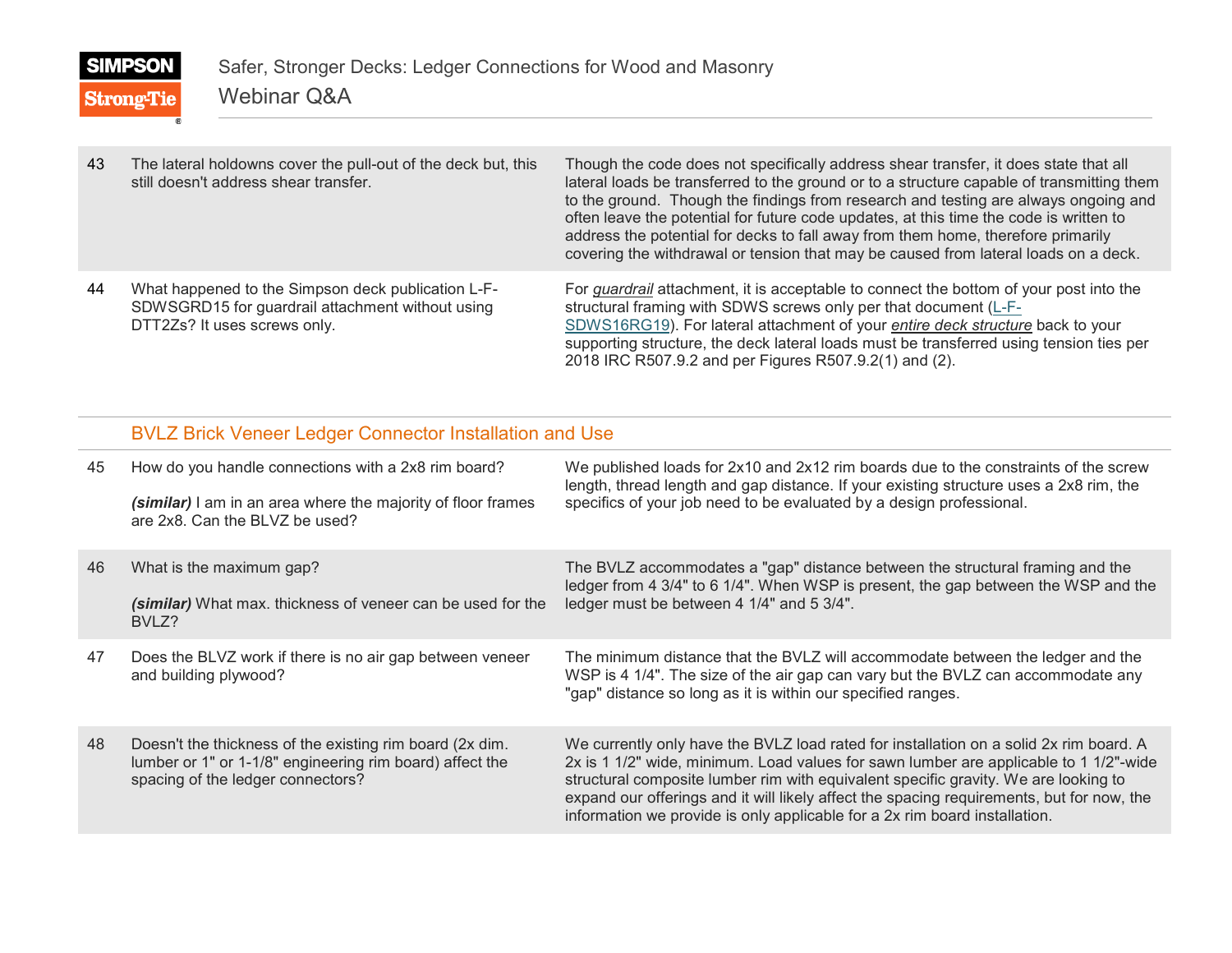| | | |
|---|---|---|
| 43 | The lateral holdowns cover the pull-out of the deck but, this still doesn't address shear transfer. | Though the code does not specifically address shear transfer, it does state that all lateral loads be transferred to the ground or to a structure capable of transmitting them to the ground. Though the findings from research and testing are always ongoing and often leave the potential for future code updates, at this time the code is written to address the potential for decks to fall away from them home, therefore primarily covering the withdrawal or tension that may be caused from lateral loads on a deck. |
| 44 | What happened to the Simpson deck publication L-F-SDWSGRD15 for guardrail attachment without using DTT2Zs? It uses screws only. | For ***guardrail*** attachment, it is acceptable to connect the bottom of your post into the structural framing with SDWS screws only per that document (L-F-SDWS16RG19). For lateral attachment of your ***entire deck structure*** back to your supporting structure, the deck lateral loads must be transferred using tension ties per 2018 IRC R507.9.2 and per Figures R507.9.2(1) and (2). |

## BVLZ Brick Veneer Ledger Connector Installation and Use

| | | |
|---|---|---|
| 45 | How do you handle connections with a 2x8 rim board?<br><br>***(similar)*** I am in an area where the majority of floor frames are 2x8. Can the BLVZ be used? | We published loads for 2x10 and 2x12 rim boards due to the constraints of the screw length, thread length and gap distance. If your existing structure uses a 2x8 rim, the specifics of your job need to be evaluated by a design professional. |
| 46 | What is the maximum gap?<br><br>***(similar)*** What max. thickness of veneer can be used for the BVLZ? | The BVLZ accommodates a "gap" distance between the structural framing and the ledger from 4 3/4" to 6 1/4". When WSP is present, the gap between the WSP and the ledger must be between 4 1/4" and 5 3/4". |
| 47 | Does the BLVZ work if there is no air gap between veneer and building plywood? | The minimum distance that the BVLZ will accommodate between the ledger and the WSP is 4 1/4". The size of the air gap can vary but the BVLZ can accommodate any "gap" distance so long as it is within our specified ranges. |
| 48 | Doesn't the thickness of the existing rim board (2x dim. lumber or 1" or 1-1/8" engineering rim board) affect the spacing of the ledger connectors? | We currently only have the BVLZ load rated for installation on a solid 2x rim board. A 2x is 1 1/2" wide, minimum. Load values for sawn lumber are applicable to 1 1/2"-wide structural composite lumber rim with equivalent specific gravity. We are looking to expand our offerings and it will likely affect the spacing requirements, but for now, the information we provide is only applicable for a 2x rim board installation. |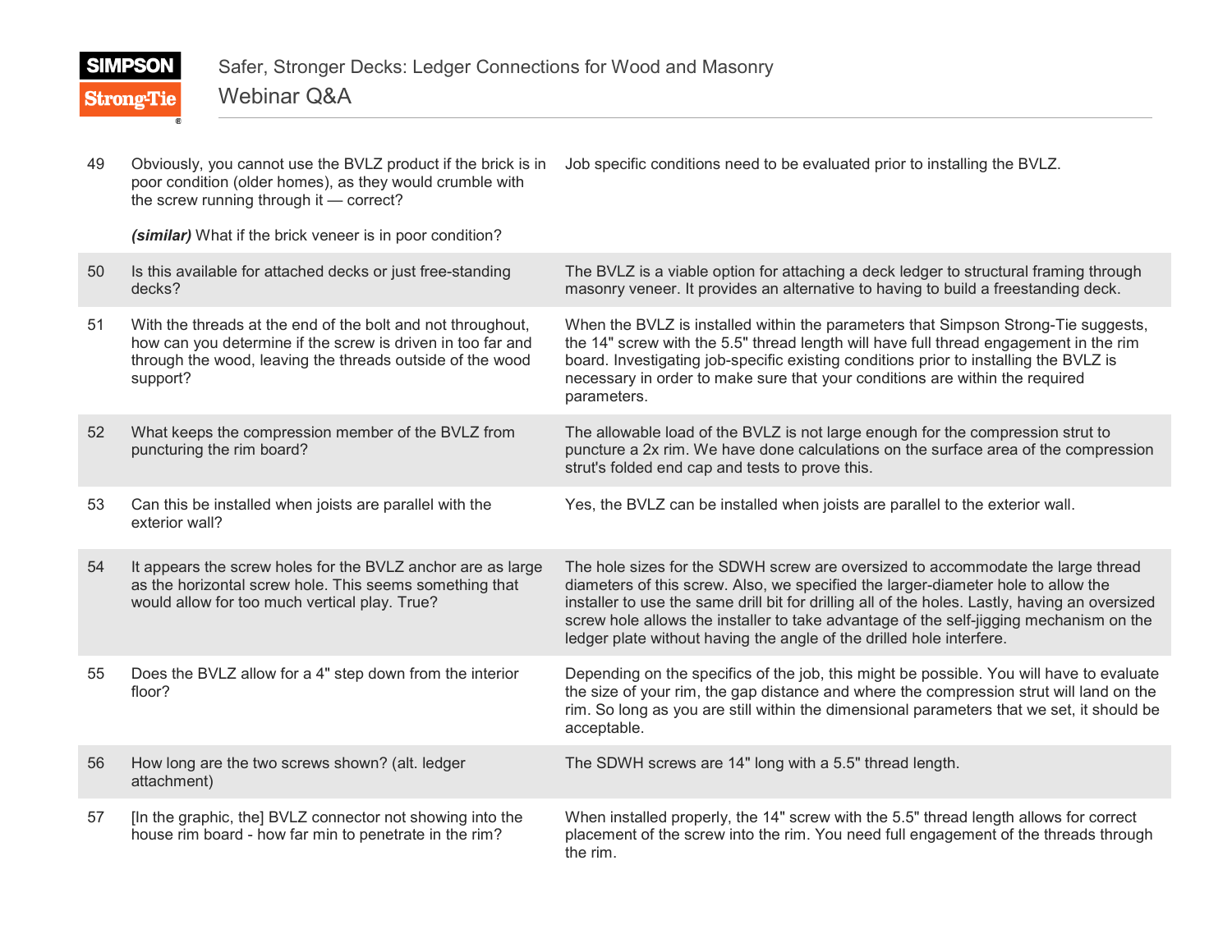| | | |
|---|---|---|
| 49 | Obviously, you cannot use the BVLZ product if the brick is in poor condition (older homes), as they would crumble with the screw running through it — correct?<br><br>***(similar)*** What if the brick veneer is in poor condition? | Job specific conditions need to be evaluated prior to installing the BVLZ. |
| 50 | Is this available for attached decks or just free-standing decks? | The BVLZ is a viable option for attaching a deck ledger to structural framing through masonry veneer. It provides an alternative to having to build a freestanding deck. |
| 51 | With the threads at the end of the bolt and not throughout, how can you determine if the screw is driven in too far and through the wood, leaving the threads outside of the wood support? | When the BVLZ is installed within the parameters that Simpson Strong-Tie suggests, the 14" screw with the 5.5" thread length will have full thread engagement in the rim board. Investigating job-specific existing conditions prior to installing the BVLZ is necessary in order to make sure that your conditions are within the required parameters. |
| 52 | What keeps the compression member of the BVLZ from puncturing the rim board? | The allowable load of the BVLZ is not large enough for the compression strut to puncture a 2x rim. We have done calculations on the surface area of the compression strut's folded end cap and tests to prove this. |
| 53 | Can this be installed when joists are parallel with the exterior wall? | Yes, the BVLZ can be installed when joists are parallel to the exterior wall. |
| 54 | It appears the screw holes for the BVLZ anchor are as large as the horizontal screw hole. This seems something that would allow for too much vertical play. True? | The hole sizes for the SDWH screw are oversized to accommodate the large thread diameters of this screw. Also, we specified the larger-diameter hole to allow the installer to use the same drill bit for drilling all of the holes. Lastly, having an oversized screw hole allows the installer to take advantage of the self-jigging mechanism on the ledger plate without having the angle of the drilled hole interfere. |
| 55 | Does the BVLZ allow for a 4" step down from the interior floor? | Depending on the specifics of the job, this might be possible. You will have to evaluate the size of your rim, the gap distance and where the compression strut will land on the rim. So long as you are still within the dimensional parameters that we set, it should be acceptable. |
| 56 | How long are the two screws shown? (alt. ledger attachment) | The SDWH screws are 14" long with a 5.5" thread length. |
| 57 | [In the graphic, the] BVLZ connector not showing into the house rim board - how far min to penetrate in the rim? | When installed properly, the 14" screw with the 5.5" thread length allows for correct placement of the screw into the rim. You need full engagement of the threads through the rim. |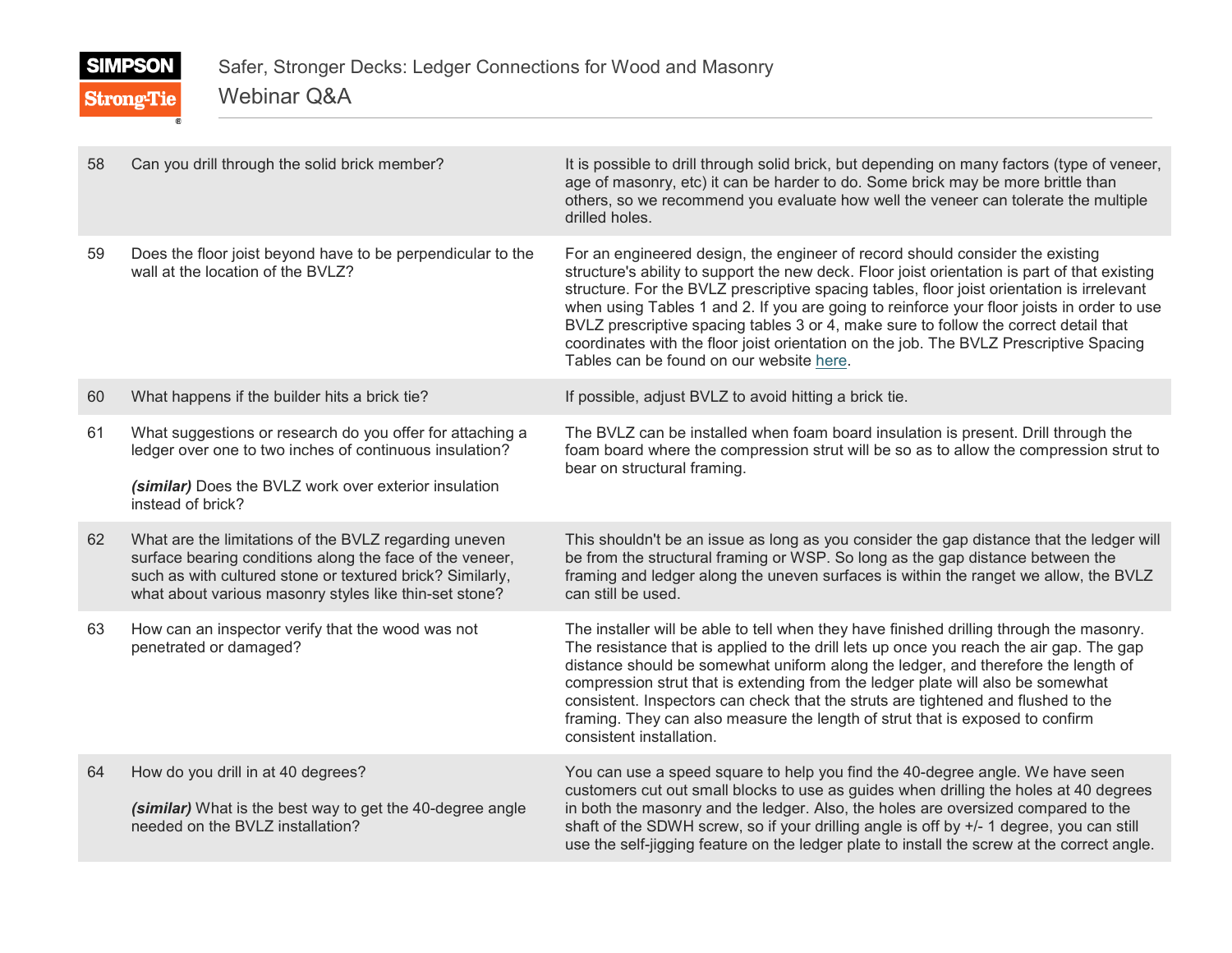| | | |
|---|---|---|
| 58 | Can you drill through the solid brick member? | It is possible to drill through solid brick, but depending on many factors (type of veneer, age of masonry, etc) it can be harder to do. Some brick may be more brittle than others, so we recommend you evaluate how well the veneer can tolerate the multiple drilled holes. |
| 59 | Does the floor joist beyond have to be perpendicular to the wall at the location of the BVLZ? | For an engineered design, the engineer of record should consider the existing structure's ability to support the new deck. Floor joist orientation is part of that existing structure. For the BVLZ prescriptive spacing tables, floor joist orientation is irrelevant when using Tables 1 and 2. If you are going to reinforce your floor joists in order to use BVLZ prescriptive spacing tables 3 or 4, make sure to follow the correct detail that coordinates with the floor joist orientation on the job. The BVLZ Prescriptive Spacing Tables can be found on our website here. |
| 60 | What happens if the builder hits a brick tie? | If possible, adjust BVLZ to avoid hitting a brick tie. |
| 61 | What suggestions or research do you offer for attaching a ledger over one to two inches of continuous insulation?<br><br>***(similar)*** Does the BVLZ work over exterior insulation instead of brick? | The BVLZ can be installed when foam board insulation is present. Drill through the foam board where the compression strut will be so as to allow the compression strut to bear on structural framing. |
| 62 | What are the limitations of the BVLZ regarding uneven surface bearing conditions along the face of the veneer, such as with cultured stone or textured brick? Similarly, what about various masonry styles like thin-set stone? | This shouldn't be an issue as long as you consider the gap distance that the ledger will be from the structural framing or WSP. So long as the gap distance between the framing and ledger along the uneven surfaces is within the ranget we allow, the BVLZ can still be used. |
| 63 | How can an inspector verify that the wood was not penetrated or damaged? | The installer will be able to tell when they have finished drilling through the masonry. The resistance that is applied to the drill lets up once you reach the air gap. The gap distance should be somewhat uniform along the ledger, and therefore the length of compression strut that is extending from the ledger plate will also be somewhat consistent. Inspectors can check that the struts are tightened and flushed to the framing. They can also measure the length of strut that is exposed to confirm consistent installation. |
| 64 | How do you drill in at 40 degrees?<br><br>***(similar)*** What is the best way to get the 40-degree angle needed on the BVLZ installation? | You can use a speed square to help you find the 40-degree angle. We have seen customers cut out small blocks to use as guides when drilling the holes at 40 degrees in both the masonry and the ledger. Also, the holes are oversized compared to the shaft of the SDWH screw, so if your drilling angle is off by +/- 1 degree, you can still use the self-jigging feature on the ledger plate to install the screw at the correct angle. |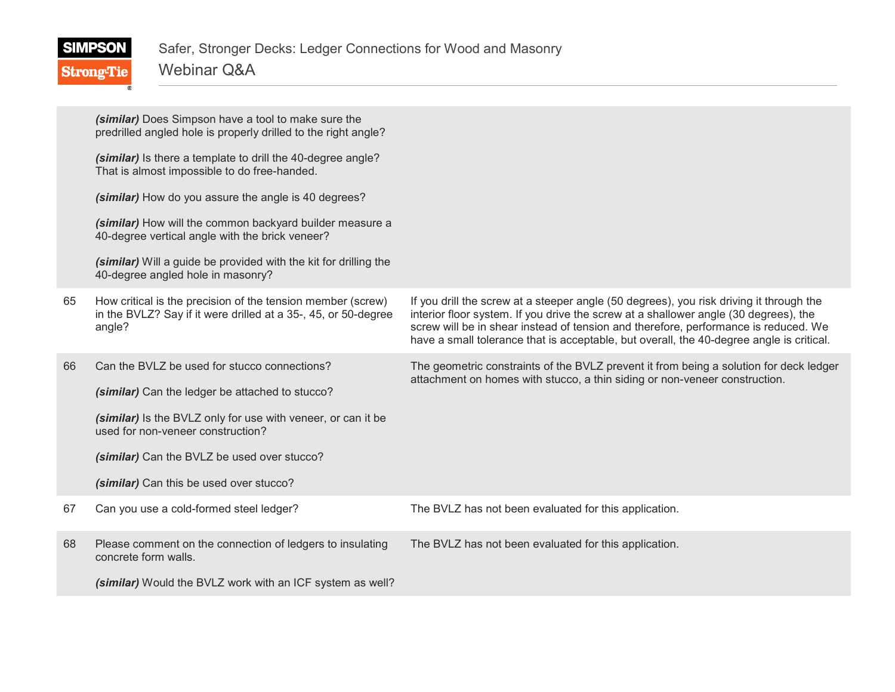| | | |
|---|---|---|
| | ***(similar)*** Does Simpson have a tool to make sure the predrilled angled hole is properly drilled to the right angle?<br><br>***(similar)*** Is there a template to drill the 40-degree angle? That is almost impossible to do free-handed.<br><br>***(similar)*** How do you assure the angle is 40 degrees?<br><br>***(similar)*** How will the common backyard builder measure a 40-degree vertical angle with the brick veneer?<br><br>***(similar)*** Will a guide be provided with the kit for drilling the 40-degree angled hole in masonry? | |
| 65 | How critical is the precision of the tension member (screw) in the BVLZ? Say if it were drilled at a 35-, 45, or 50-degree angle? | If you drill the screw at a steeper angle (50 degrees), you risk driving it through the interior floor system. If you drive the screw at a shallower angle (30 degrees), the screw will be in shear instead of tension and therefore, performance is reduced. We have a small tolerance that is acceptable, but overall, the 40-degree angle is critical. |
| 66 | Can the BVLZ be used for stucco connections?<br><br>***(similar)*** Can the ledger be attached to stucco?<br><br>***(similar)*** Is the BVLZ only for use with veneer, or can it be used for non-veneer construction?<br><br>***(similar)*** Can the BVLZ be used over stucco?<br><br>***(similar)*** Can this be used over stucco? | The geometric constraints of the BVLZ prevent it from being a solution for deck ledger attachment on homes with stucco, a thin siding or non-veneer construction. |
| 67 | Can you use a cold-formed steel ledger? | The BVLZ has not been evaluated for this application. |
| 68 | Please comment on the connection of ledgers to insulating concrete form walls.<br><br>***(similar)*** Would the BVLZ work with an ICF system as well? | The BVLZ has not been evaluated for this application. |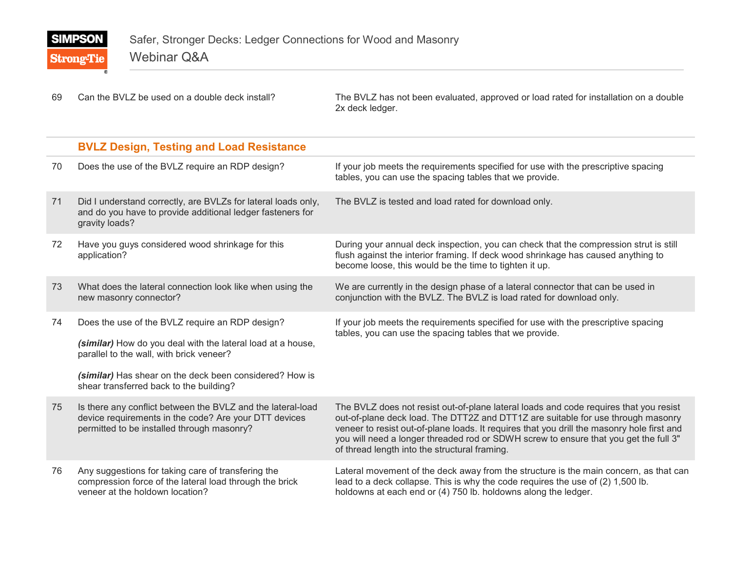| | | |
|---|---|---|
| 69 | Can the BVLZ be used on a double deck install? | The BVLZ has not been evaluated, approved or load rated for installation on a double 2x deck ledger. |

## BVLZ Design, Testing and Load Resistance

| | | |
|---|---|---|
| 70 | Does the use of the BVLZ require an RDP design? | If your job meets the requirements specified for use with the prescriptive spacing tables, you can use the spacing tables that we provide. |
| 71 | Did I understand correctly, are BVLZs for lateral loads only, and do you have to provide additional ledger fasteners for gravity loads? | The BVLZ is tested and load rated for download only. |
| 72 | Have you guys considered wood shrinkage for this application? | During your annual deck inspection, you can check that the compression strut is still flush against the interior framing. If deck wood shrinkage has caused anything to become loose, this would be the time to tighten it up. |
| 73 | What does the lateral connection look like when using the new masonry connector? | We are currently in the design phase of a lateral connector that can be used in conjunction with the BVLZ. The BVLZ is load rated for download only. |
| 74 | Does the use of the BVLZ require an RDP design?<br><br>***(similar)*** How do you deal with the lateral load at a house, parallel to the wall, with brick veneer?<br><br>***(similar)*** Has shear on the deck been considered? How is shear transferred back to the building? | If your job meets the requirements specified for use with the prescriptive spacing tables, you can use the spacing tables that we provide. |
| 75 | Is there any conflict between the BVLZ and the lateral-load device requirements in the code? Are your DTT devices permitted to be installed through masonry? | The BVLZ does not resist out-of-plane lateral loads and code requires that you resist out-of-plane deck load. The DTT2Z and DTT1Z are suitable for use through masonry veneer to resist out-of-plane loads. It requires that you drill the masonry hole first and you will need a longer threaded rod or SDWH screw to ensure that you get the full 3" of thread length into the structural framing. |
| 76 | Any suggestions for taking care of transfering the compression force of the lateral load through the brick veneer at the holdown location? | Lateral movement of the deck away from the structure is the main concern, as that can lead to a deck collapse. This is why the code requires the use of (2) 1,500 lb. holdowns at each end or (4) 750 lb. holdowns along the ledger. |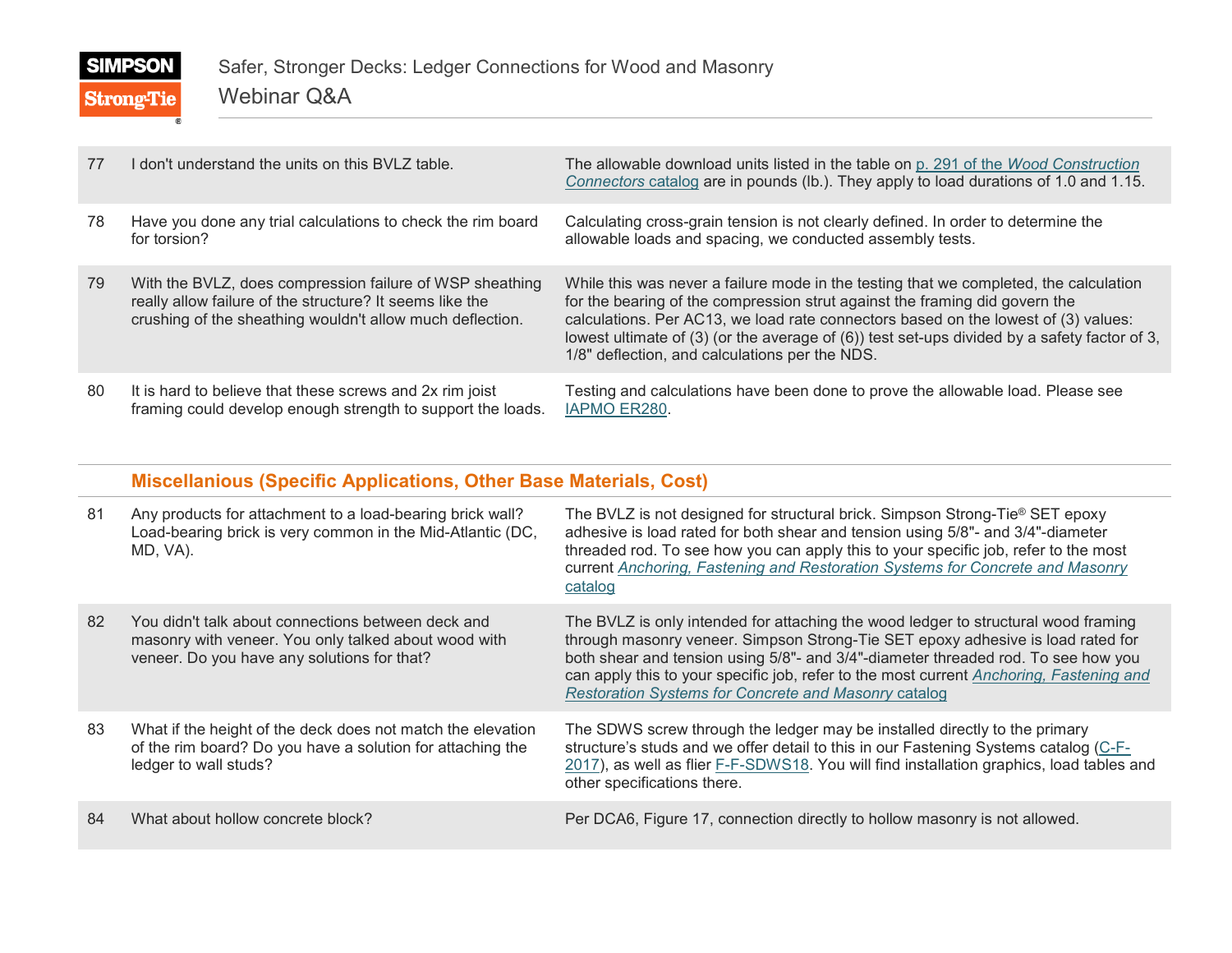| | | |
|---|---|---|
| 77 | I don't understand the units on this BVLZ table. | The allowable download units listed in the table on p. 291 of the *Wood Construction Connectors* catalog are in pounds (lb.). They apply to load durations of 1.0 and 1.15. |
| 78 | Have you done any trial calculations to check the rim board for torsion? | Calculating cross-grain tension is not clearly defined. In order to determine the allowable loads and spacing, we conducted assembly tests. |
| 79 | With the BVLZ, does compression failure of WSP sheathing really allow failure of the structure? It seems like the crushing of the sheathing wouldn't allow much deflection. | While this was never a failure mode in the testing that we completed, the calculation for the bearing of the compression strut against the framing did govern the calculations. Per AC13, we load rate connectors based on the lowest of (3) values: lowest ultimate of (3) (or the average of (6)) test set-ups divided by a safety factor of 3, 1/8" deflection, and calculations per the NDS. |
| 80 | It is hard to believe that these screws and 2x rim joist framing could develop enough strength to support the loads. | Testing and calculations have been done to prove the allowable load. Please see IAPMO ER280. |

## Miscellanious (Specific Applications, Other Base Materials, Cost)

| | | |
|---|---|---|
| 81 | Any products for attachment to a load-bearing brick wall? Load-bearing brick is very common in the Mid-Atlantic (DC, MD, VA). | The BVLZ is not designed for structural brick. Simpson Strong-Tie® SET epoxy adhesive is load rated for both shear and tension using 5/8"- and 3/4"-diameter threaded rod. To see how you can apply this to your specific job, refer to the most current *Anchoring, Fastening and Restoration Systems for Concrete and Masonry* catalog |
| 82 | You didn't talk about connections between deck and masonry with veneer. You only talked about wood with veneer. Do you have any solutions for that? | The BVLZ is only intended for attaching the wood ledger to structural wood framing through masonry veneer. Simpson Strong-Tie SET epoxy adhesive is load rated for both shear and tension using 5/8"- and 3/4"-diameter threaded rod. To see how you can apply this to your specific job, refer to the most current *Anchoring, Fastening and Restoration Systems for Concrete and Masonry* catalog |
| 83 | What if the height of the deck does not match the elevation of the rim board? Do you have a solution for attaching the ledger to wall studs? | The SDWS screw through the ledger may be installed directly to the primary structure's studs and we offer detail to this in our Fastening Systems catalog (C-F-2017), as well as flier F-F-SDWS18. You will find installation graphics, load tables and other specifications there. |
| 84 | What about hollow concrete block? | Per DCA6, Figure 17, connection directly to hollow masonry is not allowed. |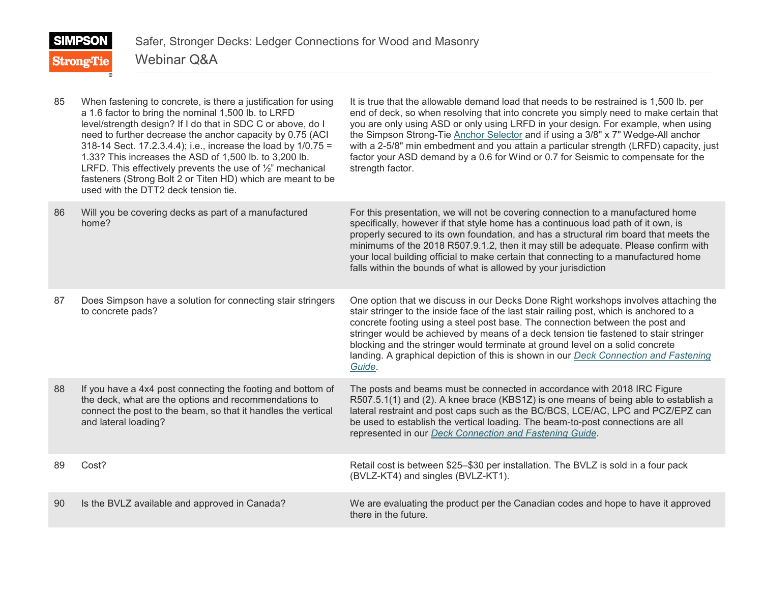| | | |
|---|---|---|
| 85 | When fastening to concrete, is there a justification for using a 1.6 factor to bring the nominal 1,500 lb. to LRFD level/strength design? If I do that in SDC C or above, do I need to further decrease the anchor capacity by 0.75 (ACI 318-14 Sect. 17.2.3.4.4); i.e., increase the load by 1/0.75 = 1.33? This increases the ASD of 1,500 lb. to 3,200 lb. LRFD. This effectively prevents the use of ½" mechanical fasteners (Strong Bolt 2 or Titen HD) which are meant to be used with the DTT2 deck tension tie. | It is true that the allowable demand load that needs to be restrained is 1,500 lb. per end of deck, so when resolving that into concrete you simply need to make certain that you are only using ASD or only using LRFD in your design. For example, when using the Simpson Strong-Tie Anchor Selector and if using a 3/8" x 7" Wedge-All anchor with a 2-5/8" min embedment and you attain a particular strength (LRFD) capacity, just factor your ASD demand by a 0.6 for Wind or 0.7 for Seismic to compensate for the strength factor. |
| 86 | Will you be covering decks as part of a manufactured home? | For this presentation, we will not be covering connection to a manufactured home specifically, however if that style home has a continuous load path of it own, is properly secured to its own foundation, and has a structural rim board that meets the minimums of the 2018 R507.9.1.2, then it may still be adequate. Please confirm with your local building official to make certain that connecting to a manufactured home falls within the bounds of what is allowed by your jurisdiction |
| 87 | Does Simpson have a solution for connecting stair stringers to concrete pads? | One option that we discuss in our Decks Done Right workshops involves attaching the stair stringer to the inside face of the last stair railing post, which is anchored to a concrete footing using a steel post base. The connection between the post and stringer would be achieved by means of a deck tension tie fastened to stair stringer blocking and the stringer would terminate at ground level on a solid concrete landing. A graphical depiction of this is shown in our *Deck Connection and Fastening Guide*. |
| 88 | If you have a 4x4 post connecting the footing and bottom of the deck, what are the options and recommendations to connect the post to the beam, so that it handles the vertical and lateral loading? | The posts and beams must be connected in accordance with 2018 IRC Figure R507.5.1(1) and (2). A knee brace (KBS1Z) is one means of being able to establish a lateral restraint and post caps such as the BC/BCS, LCE/AC, LPC and PCZ/EPZ can be used to establish the vertical loading. The beam-to-post connections are all represented in our *Deck Connection and Fastening Guide*. |
| 89 | Cost? | Retail cost is between $25–$30 per installation. The BVLZ is sold in a four pack (BVLZ-KT4) and singles (BVLZ-KT1). |
| 90 | Is the BVLZ available and approved in Canada? | We are evaluating the product per the Canadian codes and hope to have it approved there in the future. |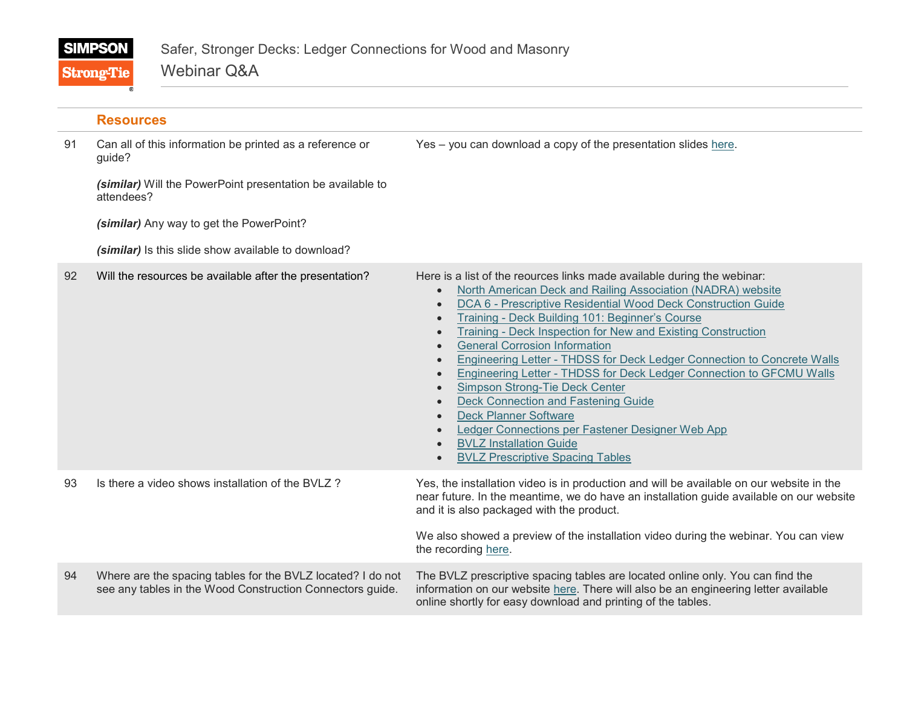## Resources

| | | |
|---|---|---|
| 91 | Can all of this information be printed as a reference or guide?<br><br>***(similar)*** Will the PowerPoint presentation be available to attendees?<br><br>***(similar)*** Any way to get the PowerPoint?<br><br>***(similar)*** Is this slide show available to download? | Yes – you can download a copy of the presentation slides here. |
| 92 | Will the resources be available after the presentation? | Here is a list of the reources links made available during the webinar:<br>• North American Deck and Railing Association (NADRA) website<br>• DCA 6 - Prescriptive Residential Wood Deck Construction Guide<br>• Training - Deck Building 101: Beginner's Course<br>• Training - Deck Inspection for New and Existing Construction<br>• General Corrosion Information<br>• Engineering Letter - THDSS for Deck Ledger Connection to Concrete Walls<br>• Engineering Letter - THDSS for Deck Ledger Connection to GFCMU Walls<br>• Simpson Strong-Tie Deck Center<br>• Deck Connection and Fastening Guide<br>• Deck Planner Software<br>• Ledger Connections per Fastener Designer Web App<br>• BVLZ Installation Guide<br>• BVLZ Prescriptive Spacing Tables |
| 93 | Is there a video shows installation of the BVLZ ? | Yes, the installation video is in production and will be available on our website in the near future. In the meantime, we do have an installation guide available on our website and it is also packaged with the product.<br><br>We also showed a preview of the installation video during the webinar. You can view the recording here. |
| 94 | Where are the spacing tables for the BVLZ located? I do not see any tables in the Wood Construction Connectors guide. | The BVLZ prescriptive spacing tables are located online only. You can find the information on our website here. There will also be an engineering letter available online shortly for easy download and printing of the tables. |